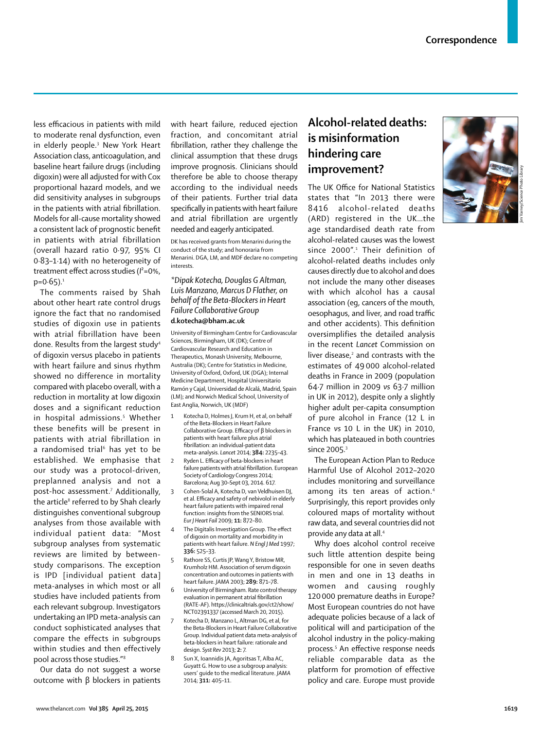less efficacious in patients with mild to moderate renal dysfunction, even in elderly people.[3] New York Heart Association class, anticoagulation, and baseline heart failure drugs (including digoxin) were all adjusted for with Cox proportional hazard models, and we did sensitivity analyses in subgroups in the patients with atrial fibrillation. Models for all-cause mortality showed a consistent lack of prognostic benefit in patients with atrial fibrillation (overall hazard ratio 0·97, 95% CI 0·83–1·14) with no heterogeneity of treatment effect across studies ($I^2$=0%, p=0·65).[1]

The comments raised by Shah about other heart rate control drugs ignore the fact that no randomised studies of digoxin use in patients with atrial fibrillation have been done. Results from the largest study[4] of digoxin versus placebo in patients with heart failure and sinus rhythm showed no difference in mortality compared with placebo overall, with a reduction in mortality at low digoxin doses and a significant reduction in hospital admissions.[5] Whether these benefits will be present in patients with atrial fibrillation in a randomised trial[6] has yet to be established. We emphasise that our study was a protocol-driven, preplanned analysis and not a post-hoc assessment.[7] Additionally, the article[8] referred to by Shah clearly distinguishes conventional subgroup analyses from those available with individual patient data: "Most subgroup analyses from systematic reviews are limited by between-study comparisons. The exception is IPD [individual patient data] meta-analyses in which most or all studies have included patients from each relevant subgroup. Investigators undertaking an IPD meta-analysis can conduct sophisticated analyses that compare the effects in subgroups within studies and then effectively pool across those studies."[8]

Our data do not suggest a worse outcome with β blockers in patients with heart failure, reduced ejection fraction, and concomitant atrial fibrillation, rather they challenge the clinical assumption that these drugs improve prognosis. Clinicians should therefore be able to choose therapy according to the individual needs of their patients. Further trial data specifically in patients with heart failure and atrial fibrillation are urgently needed and eagerly anticipated.

DK has received grants from Menarini during the conduct of the study; and honoraria from Menarini. DGA, LM, and MDF declare no competing interests.

*\*Dipak Kotecha, Douglas G Altman, Luis Manzano, Marcus D Flather, on behalf of the Beta-Blockers in Heart Failure Collaborative Group*
**d.kotecha@bham.ac.uk**

University of Birmingham Centre for Cardiovascular Sciences, Birmingham, UK (DK); Centre of Cardiovascular Research and Education in Therapeutics, Monash University, Melbourne, Australia (DK); Centre for Statistics in Medicine, University of Oxford, Oxford, UK (DGA); Internal Medicine Department, Hospital Universitario Ramón y Cajal, Universidad de Alcalá, Madrid, Spain (LM); and Norwich Medical School, University of East Anglia, Norwich, UK (MDF)

1. Kotecha D, Holmes J, Krum H, et al, on behalf of the Beta-Blockers in Heart Failure Collaborative Group. Efficacy of β blockers in patients with heart failure plus atrial fibrillation: an individual-patient data meta-analysis. *Lancet* 2014; **384:** 2235–43.
2. Ryden L. Efficacy of beta-blockers in heart failure patients with atrial fibrillation. European Society of Cardiology Congress 2014; Barcelona; Aug 30–Sept 03, 2014. 617.
3. Cohen-Solal A, Kotecha D, van Veldhuisen DJ, et al. Efficacy and safety of nebivolol in elderly heart failure patients with impaired renal function: insights from the SENIORS trial. *Eur J Heart Fail* 2009; **11:** 872–80.
4. The Digitalis Investigation Group. The effect of digoxin on mortality and morbidity in patients with heart failure. *N Engl J Med* 1997; **336:** 525–33.
5. Rathore SS, Curtis JP, Wang Y, Bristow MR, Krumholz HM. Association of serum digoxin concentration and outcomes in patients with heart failure. *JAMA* 2003; **289:** 871–78.
6. University of Birmingham. Rate control therapy evaluation in permanent atrial fibrillation (RATE-AF). https://clinicaltrials.gov/ct2/show/NCT02391337 (accessed March 20, 2015).
7. Kotecha D, Manzano L, Altman DG, et al, for the Beta-Blockers in Heart Failure Collaborative Group. Individual patient data meta-analysis of beta-blockers in heart failure: rationale and design. *Syst Rev* 2013; **2:** 7.
8. Sun X, Ioannidis JA, Agoritsas T, Alba AC, Guyatt G. How to use a subgroup analysis: users' guide to the medical literature. *JAMA* 2014; **311:** 405–11.

# Alcohol-related deaths: is misinformation hindering care improvement?

Jim Varney/Science Photo Library

The UK Office for National Statistics states that "In 2013 there were 8416 alcohol-related deaths (ARD) registered in the UK...the age standardised death rate from alcohol-related causes was the lowest since 2000".[1] Their definition of alcohol-related deaths includes only causes directly due to alcohol and does not include the many other diseases with which alcohol has a causal association (eg, cancers of the mouth, oesophagus, and liver, and road traffic and other accidents). This definition oversimplifies the detailed analysis in the recent *Lancet* Commission on liver disease,[2] and contrasts with the estimates of 49 000 alcohol-related deaths in France in 2009 (population 64·7 million in 2009 *vs* 63·7 million in UK in 2012), despite only a slightly higher adult per-capita consumption of pure alcohol in France (12 L in France *vs* 10 L in the UK) in 2010, which has plateaued in both countries since 2005.[3]

The European Action Plan to Reduce Harmful Use of Alcohol 2012–2020 includes monitoring and surveillance among its ten areas of action.[4] Surprisingly, this report provides only coloured maps of mortality without raw data, and several countries did not provide any data at all.[4]

Why does alcohol control receive such little attention despite being responsible for one in seven deaths in men and one in 13 deaths in women and causing roughly 120 000 premature deaths in Europe? Most European countries do not have adequate policies because of a lack of political will and participation of the alcohol industry in the policy-making process.[5] An effective response needs reliable comparable data as the platform for promotion of effective policy and care. Europe must provide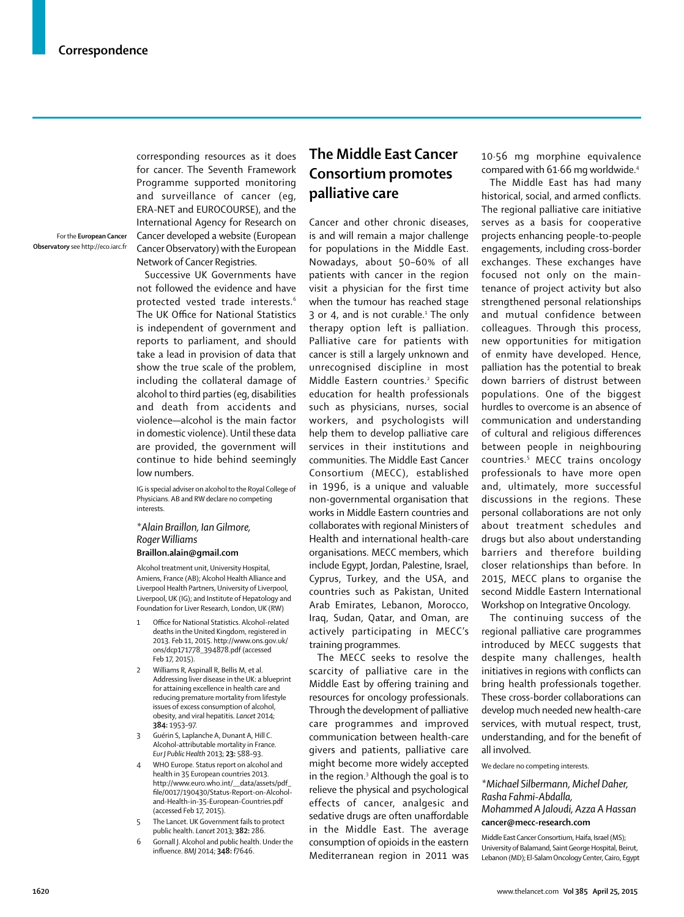corresponding resources as it does for cancer. The Seventh Framework Programme supported monitoring and surveillance of cancer (eg, ERA-NET and EUROCOURSE), and the International Agency for Research on Cancer developed a website (European Cancer Observatory) with the European Network of Cancer Registries.

For the **European Cancer Observatory** see http://eco.iarc.fr

Successive UK Governments have not followed the evidence and have protected vested trade interests.[6] The UK Office for National Statistics is independent of government and reports to parliament, and should take a lead in provision of data that show the true scale of the problem, including the collateral damage of alcohol to third parties (eg, disabilities and death from accidents and violence—alcohol is the main factor in domestic violence). Until these data are provided, the government will continue to hide behind seemingly low numbers.

IG is special adviser on alcohol to the Royal College of Physicians. AB and RW declare no competing interests.

*\*Alain Braillon, Ian Gilmore, Roger Williams*
**Braillon.alain@gmail.com**

Alcohol treatment unit, University Hospital, Amiens, France (AB); Alcohol Health Alliance and Liverpool Health Partners, University of Liverpool, Liverpool, UK (IG); and Institute of Hepatology and Foundation for Liver Research, London, UK (RW)

1. Office for National Statistics. Alcohol-related deaths in the United Kingdom, registered in 2013. Feb 11, 2015. http://www.ons.gov.uk/ons/dcp171778_394878.pdf (accessed Feb 17, 2015).
2. Williams R, Aspinall R, Bellis M, et al. Addressing liver disease in the UK: a blueprint for attaining excellence in health care and reducing premature mortality from lifestyle issues of excess consumption of alcohol, obesity, and viral hepatitis. *Lancet* 2014; **384:** 1953–97.
3. Guérin S, Laplanche A, Dunant A, Hill C. Alcohol-attributable mortality in France. *Eur J Public Health* 2013; **23:** 588–93.
4. WHO Europe. Status report on alcohol and health in 35 European countries 2013. http://www.euro.who.int/__data/assets/pdf_file/0017/190430/Status-Report-on-Alcohol-and-Health-in-35-European-Countries.pdf (accessed Feb 17, 2015).
5. The Lancet. UK Government fails to protect public health. *Lancet* 2013; **382:** 286.
6. Gornall J. Alcohol and public health. Under the influence. *BMJ* 2014; **348:** f7646.

## The Middle East Cancer Consortium promotes palliative care

Cancer and other chronic diseases, is and will remain a major challenge for populations in the Middle East. Nowadays, about 50–60% of all patients with cancer in the region visit a physician for the first time when the tumour has reached stage 3 or 4, and is not curable.[1] The only therapy option left is palliation. Palliative care for patients with cancer is still a largely unknown and unrecognised discipline in most Middle Eastern countries.[2] Specific education for health professionals such as physicians, nurses, social workers, and psychologists will help them to develop palliative care services in their institutions and communities. The Middle East Cancer Consortium (MECC), established in 1996, is a unique and valuable non-governmental organisation that works in Middle Eastern countries and collaborates with regional Ministers of Health and international health-care organisations. MECC members, which include Egypt, Jordan, Palestine, Israel, Cyprus, Turkey, and the USA, and countries such as Pakistan, United Arab Emirates, Lebanon, Morocco, Iraq, Sudan, Qatar, and Oman, are actively participating in MECC's training programmes.

The MECC seeks to resolve the scarcity of palliative care in the Middle East by offering training and resources for oncology professionals. Through the development of palliative care programmes and improved communication between health-care givers and patients, palliative care might become more widely accepted in the region.[3] Although the goal is to relieve the physical and psychological effects of cancer, analgesic and sedative drugs are often unaffordable in the Middle East. The average consumption of opioids in the eastern Mediterranean region in 2011 was 10·56 mg morphine equivalence compared with 61·66 mg worldwide.[4]

The Middle East has had many historical, social, and armed conflicts. The regional palliative care initiative serves as a basis for cooperative projects enhancing people-to-people engagements, including cross-border exchanges. These exchanges have focused not only on the maintenance of project activity but also strengthened personal relationships and mutual confidence between colleagues. Through this process, new opportunities for mitigation of enmity have developed. Hence, palliation has the potential to break down barriers of distrust between populations. One of the biggest hurdles to overcome is an absence of communication and understanding of cultural and religious differences between people in neighbouring countries.[5] MECC trains oncology professionals to have more open and, ultimately, more successful discussions in the regions. These personal collaborations are not only about treatment schedules and drugs but also about understanding barriers and therefore building closer relationships than before. In 2015, MECC plans to organise the second Middle Eastern International Workshop on Integrative Oncology.

The continuing success of the regional palliative care programmes introduced by MECC suggests that despite many challenges, health initiatives in regions with conflicts can bring health professionals together. These cross-border collaborations can develop much needed new health-care services, with mutual respect, trust, understanding, and for the benefit of all involved.

We declare no competing interests.

*\*Michael Silbermann, Michel Daher, Rasha Fahmi-Abdalla, Mohammed A Jaloudi, Azza A Hassan*
**cancer@mecc-research.com**

Middle East Cancer Consortium, Haifa, Israel (MS); University of Balamand, Saint George Hospital, Beirut, Lebanon (MD); El-Salam Oncology Center, Cairo, Egypt